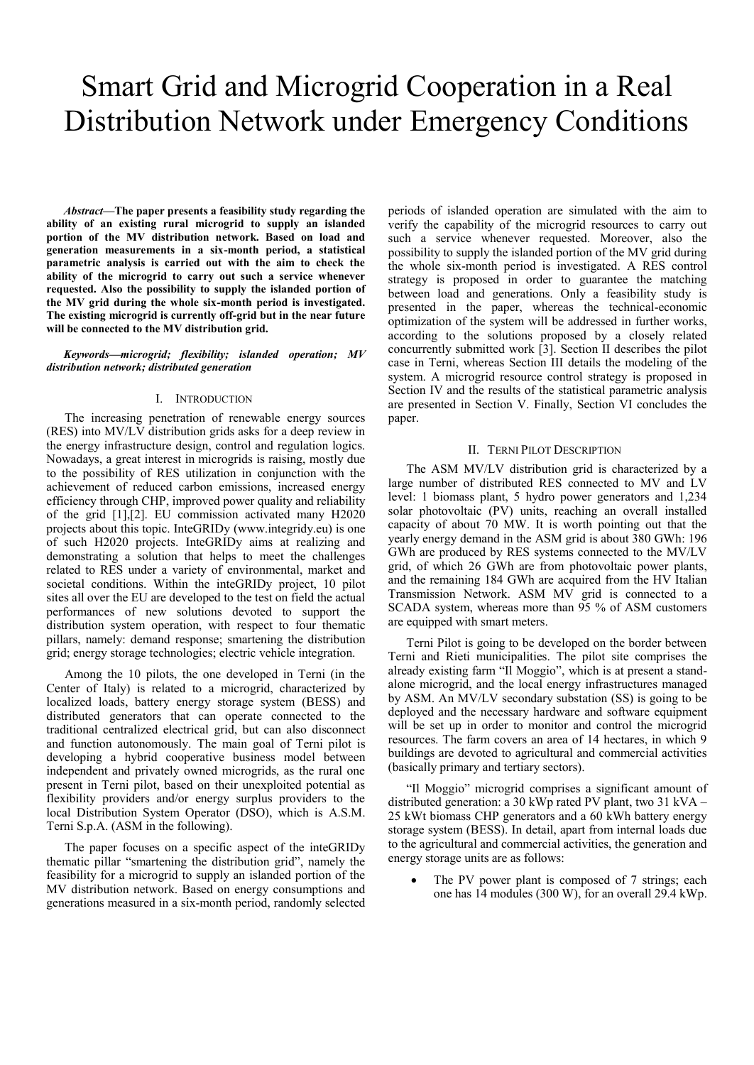# Smart Grid and Microgrid Cooperation in a Real Distribution Network under Emergency Conditions

***Abstract*—The paper presents a feasibility study regarding the ability of an existing rural microgrid to supply an islanded portion of the MV distribution network. Based on load and generation measurements in a six-month period, a statistical parametric analysis is carried out with the aim to check the ability of the microgrid to carry out such a service whenever requested. Also the possibility to supply the islanded portion of the MV grid during the whole six-month period is investigated. The existing microgrid is currently off-grid but in the near future will be connected to the MV distribution grid.**

***Keywords—microgrid; flexibility; islanded operation; MV distribution network; distributed generation***

## I. Introduction

The increasing penetration of renewable energy sources (RES) into MV/LV distribution grids asks for a deep review in the energy infrastructure design, control and regulation logics. Nowadays, a great interest in microgrids is raising, mostly due to the possibility of RES utilization in conjunction with the achievement of reduced carbon emissions, increased energy efficiency through CHP, improved power quality and reliability of the grid [1],[2]. EU commission activated many H2020 projects about this topic. InteGRIDy (www.integridy.eu) is one of such H2020 projects. InteGRIDy aims at realizing and demonstrating a solution that helps to meet the challenges related to RES under a variety of environmental, market and societal conditions. Within the inteGRIDy project, 10 pilot sites all over the EU are developed to the test on field the actual performances of new solutions devoted to support the distribution system operation, with respect to four thematic pillars, namely: demand response; smartening the distribution grid; energy storage technologies; electric vehicle integration.

Among the 10 pilots, the one developed in Terni (in the Center of Italy) is related to a microgrid, characterized by localized loads, battery energy storage system (BESS) and distributed generators that can operate connected to the traditional centralized electrical grid, but can also disconnect and function autonomously. The main goal of Terni pilot is developing a hybrid cooperative business model between independent and privately owned microgrids, as the rural one present in Terni pilot, based on their unexploited potential as flexibility providers and/or energy surplus providers to the local Distribution System Operator (DSO), which is A.S.M. Terni S.p.A. (ASM in the following).

The paper focuses on a specific aspect of the inteGRIDy thematic pillar "smartening the distribution grid", namely the feasibility for a microgrid to supply an islanded portion of the MV distribution network. Based on energy consumptions and generations measured in a six-month period, randomly selected periods of islanded operation are simulated with the aim to verify the capability of the microgrid resources to carry out such a service whenever requested. Moreover, also the possibility to supply the islanded portion of the MV grid during the whole six-month period is investigated. A RES control strategy is proposed in order to guarantee the matching between load and generations. Only a feasibility study is presented in the paper, whereas the technical-economic optimization of the system will be addressed in further works, according to the solutions proposed by a closely related concurrently submitted work [3]. Section II describes the pilot case in Terni, whereas Section III details the modeling of the system. A microgrid resource control strategy is proposed in Section IV and the results of the statistical parametric analysis are presented in Section V. Finally, Section VI concludes the paper.

## II. Terni Pilot Description

The ASM MV/LV distribution grid is characterized by a large number of distributed RES connected to MV and LV level: 1 biomass plant, 5 hydro power generators and 1,234 solar photovoltaic (PV) units, reaching an overall installed capacity of about 70 MW. It is worth pointing out that the yearly energy demand in the ASM grid is about 380 GWh: 196 GWh are produced by RES systems connected to the MV/LV grid, of which 26 GWh are from photovoltaic power plants, and the remaining 184 GWh are acquired from the HV Italian Transmission Network. ASM MV grid is connected to a SCADA system, whereas more than 95 % of ASM customers are equipped with smart meters.

Terni Pilot is going to be developed on the border between Terni and Rieti municipalities. The pilot site comprises the already existing farm "Il Moggio", which is at present a stand-alone microgrid, and the local energy infrastructures managed by ASM. An MV/LV secondary substation (SS) is going to be deployed and the necessary hardware and software equipment will be set up in order to monitor and control the microgrid resources. The farm covers an area of 14 hectares, in which 9 buildings are devoted to agricultural and commercial activities (basically primary and tertiary sectors).

"Il Moggio" microgrid comprises a significant amount of distributed generation: a 30 kWp rated PV plant, two 31 kVA – 25 kWt biomass CHP generators and a 60 kWh battery energy storage system (BESS). In detail, apart from internal loads due to the agricultural and commercial activities, the generation and energy storage units are as follows:

- The PV power plant is composed of 7 strings; each one has 14 modules (300 W), for an overall 29.4 kWp.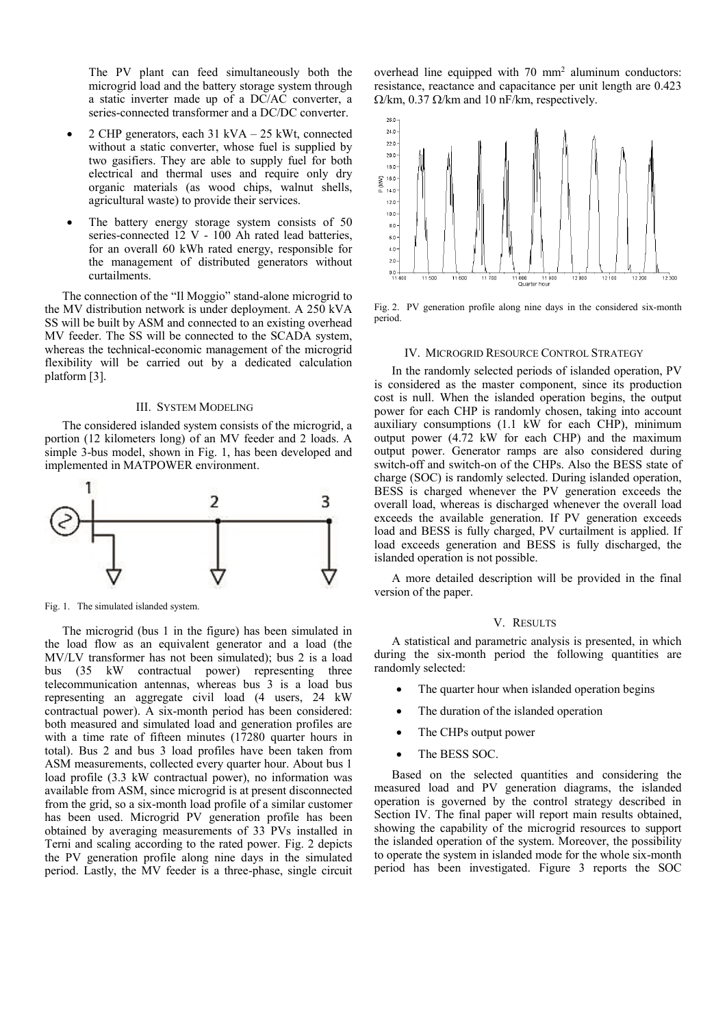The PV plant can feed simultaneously both the microgrid load and the battery storage system through a static inverter made up of a DC/AC converter, a series-connected transformer and a DC/DC converter.

- 2 CHP generators, each 31 kVA – 25 kWt, connected without a static converter, whose fuel is supplied by two gasifiers. They are able to supply fuel for both electrical and thermal uses and require only dry organic materials (as wood chips, walnut shells, agricultural waste) to provide their services.
- The battery energy storage system consists of 50 series-connected 12 V - 100 Ah rated lead batteries, for an overall 60 kWh rated energy, responsible for the management of distributed generators without curtailments.

The connection of the "Il Moggio" stand-alone microgrid to the MV distribution network is under deployment. A 250 kVA SS will be built by ASM and connected to an existing overhead MV feeder. The SS will be connected to the SCADA system, whereas the technical-economic management of the microgrid flexibility will be carried out by a dedicated calculation platform [3].

## III. System Modeling

The considered islanded system consists of the microgrid, a portion (12 kilometers long) of an MV feeder and 2 loads. A simple 3-bus model, shown in Fig. 1, has been developed and implemented in MATPOWER environment.

Fig. 1. The simulated islanded system.

The microgrid (bus 1 in the figure) has been simulated in the load flow as an equivalent generator and a load (the MV/LV transformer has not been simulated); bus 2 is a load bus (35 kW contractual power) representing three telecommunication antennas, whereas bus 3 is a load bus representing an aggregate civil load (4 users, 24 kW contractual power). A six-month period has been considered: both measured and simulated load and generation profiles are with a time rate of fifteen minutes (17280 quarter hours in total). Bus 2 and bus 3 load profiles have been taken from ASM measurements, collected every quarter hour. About bus 1 load profile (3.3 kW contractual power), no information was available from ASM, since microgrid is at present disconnected from the grid, so a six-month load profile of a similar customer has been used. Microgrid PV generation profile has been obtained by averaging measurements of 33 PVs installed in Terni and scaling according to the rated power. Fig. 2 depicts the PV generation profile along nine days in the simulated period. Lastly, the MV feeder is a three-phase, single circuit overhead line equipped with 70 mm$^2$ aluminum conductors: resistance, reactance and capacitance per unit length are 0.423 Ω/km, 0.37 Ω/km and 10 nF/km, respectively.

Fig. 2. PV generation profile along nine days in the considered six-month period.

## IV. Microgrid Resource Control Strategy

In the randomly selected periods of islanded operation, PV is considered as the master component, since its production cost is null. When the islanded operation begins, the output power for each CHP is randomly chosen, taking into account auxiliary consumptions (1.1 kW for each CHP), minimum output power (4.72 kW for each CHP) and the maximum output power. Generator ramps are also considered during switch-off and switch-on of the CHPs. Also the BESS state of charge (SOC) is randomly selected. During islanded operation, BESS is charged whenever the PV generation exceeds the overall load, whereas is discharged whenever the overall load exceeds the available generation. If PV generation exceeds load and BESS is fully charged, PV curtailment is applied. If load exceeds generation and BESS is fully discharged, the islanded operation is not possible.

A more detailed description will be provided in the final version of the paper.

## V. Results

A statistical and parametric analysis is presented, in which during the six-month period the following quantities are randomly selected:

- The quarter hour when islanded operation begins
- The duration of the islanded operation
- The CHPs output power
- The BESS SOC.

Based on the selected quantities and considering the measured load and PV generation diagrams, the islanded operation is governed by the control strategy described in Section IV. The final paper will report main results obtained, showing the capability of the microgrid resources to support the islanded operation of the system. Moreover, the possibility to operate the system in islanded mode for the whole six-month period has been investigated. Figure 3 reports the SOC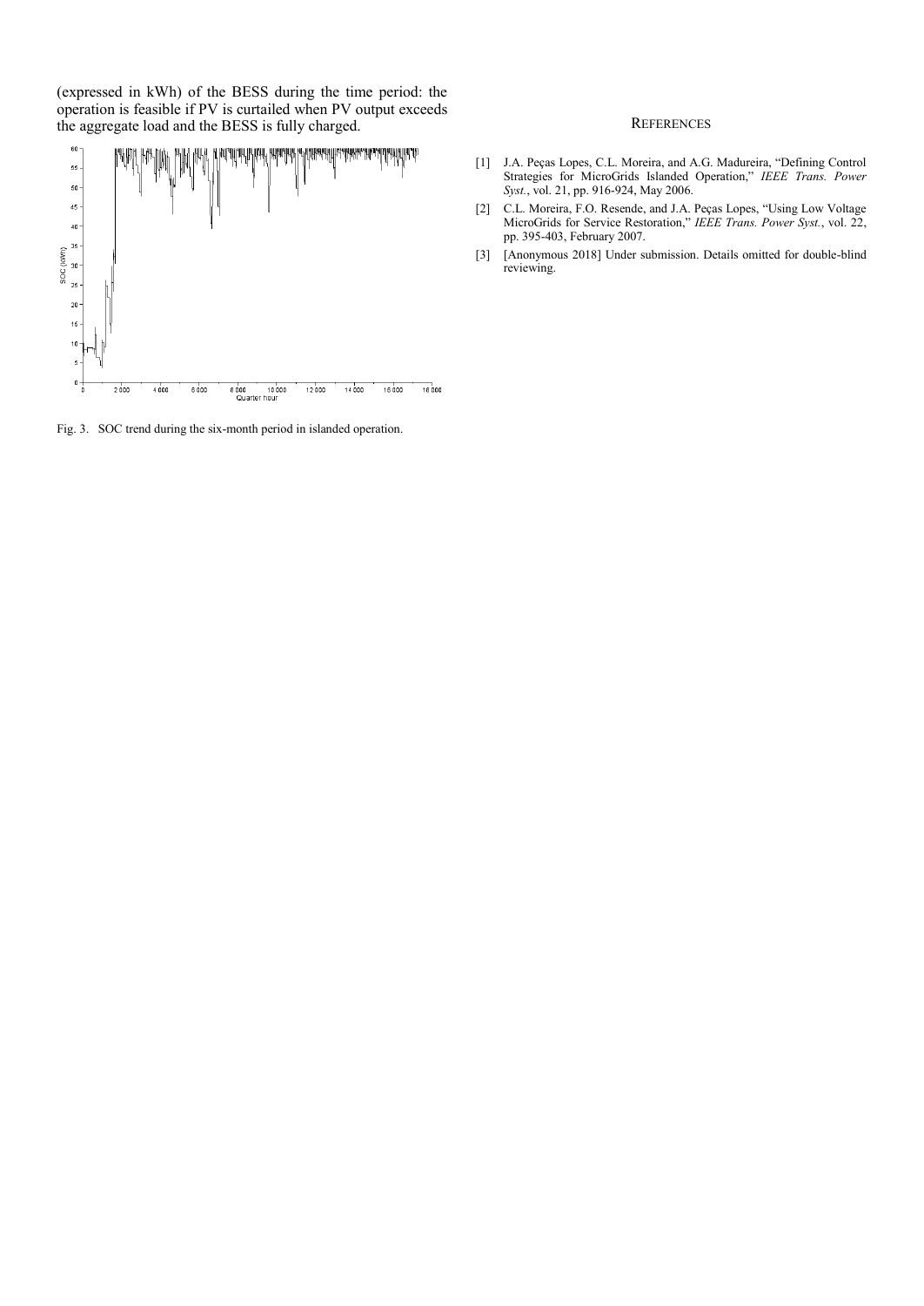(expressed in kWh) of the BESS during the time period: the operation is feasible if PV is curtailed when PV output exceeds the aggregate load and the BESS is fully charged.

60
55
50
45
40
35
30
25
20
15
10
5
0

SOC (kWh)

0
2 000
4 000
6 000
8 000
10 000
12 000
14 000
16 000
18 000

Quarter hour

Fig. 3. SOC trend during the six-month period in islanded operation.

## REFERENCES

[1] J.A. Peças Lopes, C.L. Moreira, and A.G. Madureira, "Defining Control Strategies for MicroGrids Islanded Operation," *IEEE Trans. Power Syst.*, vol. 21, pp. 916-924, May 2006.

[2] C.L. Moreira, F.O. Resende, and J.A. Peças Lopes, "Using Low Voltage MicroGrids for Service Restoration," *IEEE Trans. Power Syst.*, vol. 22, pp. 395-403, February 2007.

[3] [Anonymous 2018] Under submission. Details omitted for double-blind reviewing.